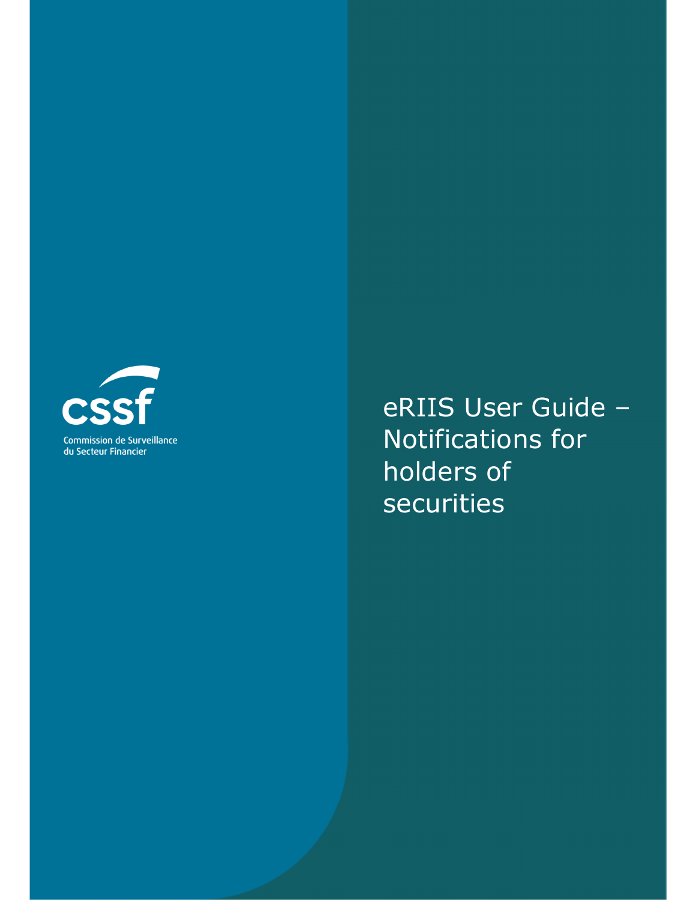cssf

Commission de Surveillance du Secteur Financier

# eRIIS User Guide – Notifications for holders of securities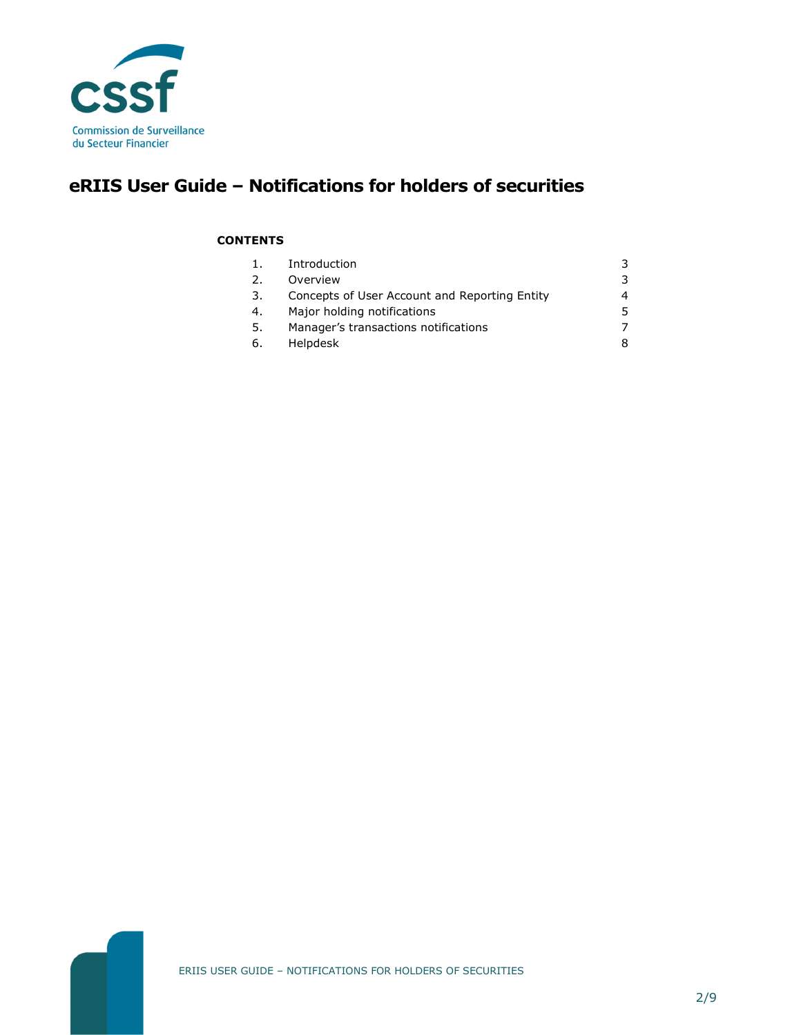# eRIIS User Guide – Notifications for holders of securities

**CONTENTS**

| | | |
|---|---|---|
| 1. | Introduction | 3 |
| 2. | Overview | 3 |
| 3. | Concepts of User Account and Reporting Entity | 4 |
| 4. | Major holding notifications | 5 |
| 5. | Manager's transactions notifications | 7 |
| 6. | Helpdesk | 8 |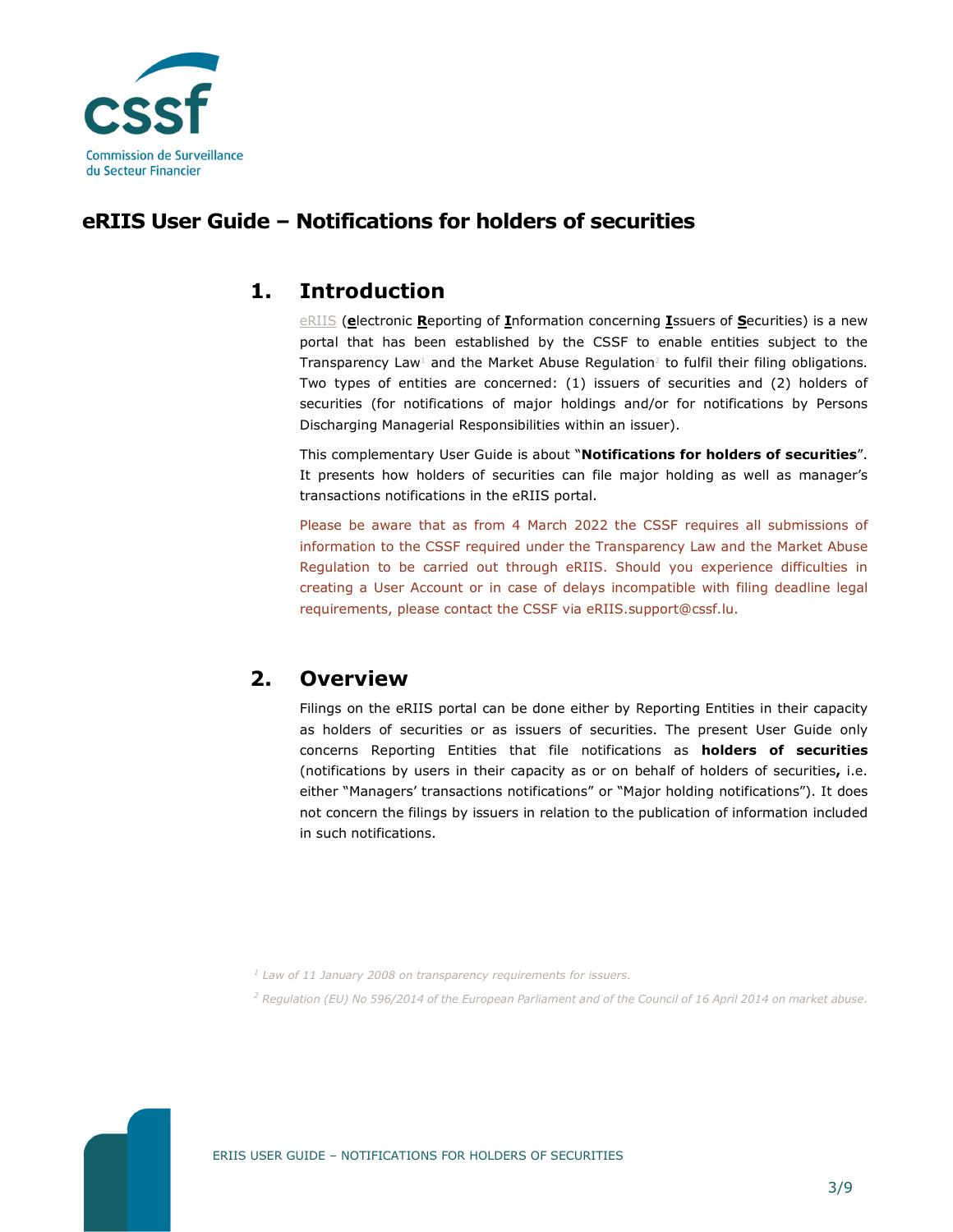# eRIIS User Guide – Notifications for holders of securities

## 1. Introduction

eRIIS (**e**lectronic **R**eporting of **I**nformation concerning **I**ssuers of **S**ecurities) is a new portal that has been established by the CSSF to enable entities subject to the Transparency Law[1] and the Market Abuse Regulation[2] to fulfil their filing obligations. Two types of entities are concerned: (1) issuers of securities and (2) holders of securities (for notifications of major holdings and/or for notifications by Persons Discharging Managerial Responsibilities within an issuer).

This complementary User Guide is about "**Notifications for holders of securities**". It presents how holders of securities can file major holding as well as manager's transactions notifications in the eRIIS portal.

Please be aware that as from 4 March 2022 the CSSF requires all submissions of information to the CSSF required under the Transparency Law and the Market Abuse Regulation to be carried out through eRIIS. Should you experience difficulties in creating a User Account or in case of delays incompatible with filing deadline legal requirements, please contact the CSSF via eRIIS.support@cssf.lu.

## 2. Overview

Filings on the eRIIS portal can be done either by Reporting Entities in their capacity as holders of securities or as issuers of securities. The present User Guide only concerns Reporting Entities that file notifications as **holders of securities** (notifications by users in their capacity as or on behalf of holders of securities**,** i.e. either "Managers' transactions notifications" or "Major holding notifications"). It does not concern the filings by issuers in relation to the publication of information included in such notifications.

[1] *Law of 11 January 2008 on transparency requirements for issuers.*

[2] *Regulation (EU) No 596/2014 of the European Parliament and of the Council of 16 April 2014 on market abuse.*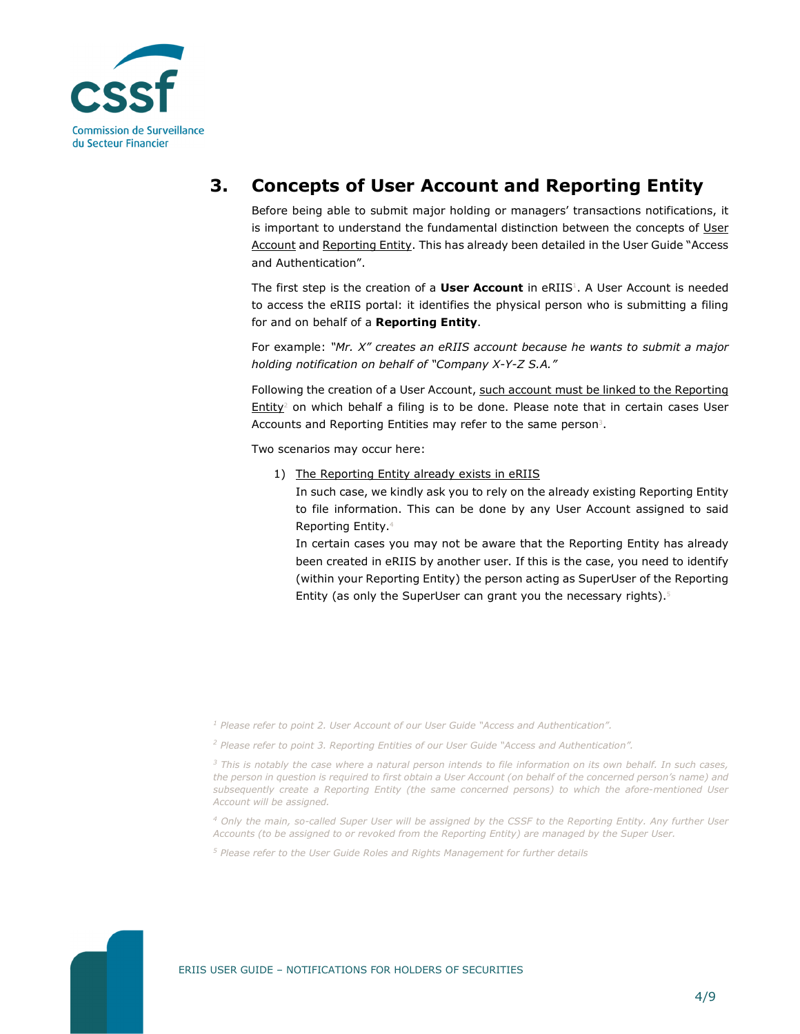## 3. Concepts of User Account and Reporting Entity

Before being able to submit major holding or managers' transactions notifications, it is important to understand the fundamental distinction between the concepts of User Account and Reporting Entity. This has already been detailed in the User Guide "Access and Authentication".

The first step is the creation of a **User Account** in eRIIS[1]. A User Account is needed to access the eRIIS portal: it identifies the physical person who is submitting a filing for and on behalf of a **Reporting Entity**.

For example: *"Mr. X" creates an eRIIS account because he wants to submit a major holding notification on behalf of "Company X-Y-Z S.A."*

Following the creation of a User Account, such account must be linked to the Reporting Entity[2] on which behalf a filing is to be done. Please note that in certain cases User Accounts and Reporting Entities may refer to the same person[3].

Two scenarios may occur here:

1) The Reporting Entity already exists in eRIIS
   In such case, we kindly ask you to rely on the already existing Reporting Entity to file information. This can be done by any User Account assigned to said Reporting Entity.[4]
   In certain cases you may not be aware that the Reporting Entity has already been created in eRIIS by another user. If this is the case, you need to identify (within your Reporting Entity) the person acting as SuperUser of the Reporting Entity (as only the SuperUser can grant you the necessary rights).[5]

---

[1] *Please refer to point 2. User Account of our User Guide "Access and Authentication".*

[2] *Please refer to point 3. Reporting Entities of our User Guide "Access and Authentication".*

[3] *This is notably the case where a natural person intends to file information on its own behalf. In such cases, the person in question is required to first obtain a User Account (on behalf of the concerned person's name) and subsequently create a Reporting Entity (the same concerned persons) to which the afore-mentioned User Account will be assigned.*

[4] *Only the main, so-called Super User will be assigned by the CSSF to the Reporting Entity. Any further User Accounts (to be assigned to or revoked from the Reporting Entity) are managed by the Super User.*

[5] *Please refer to the User Guide Roles and Rights Management for further details*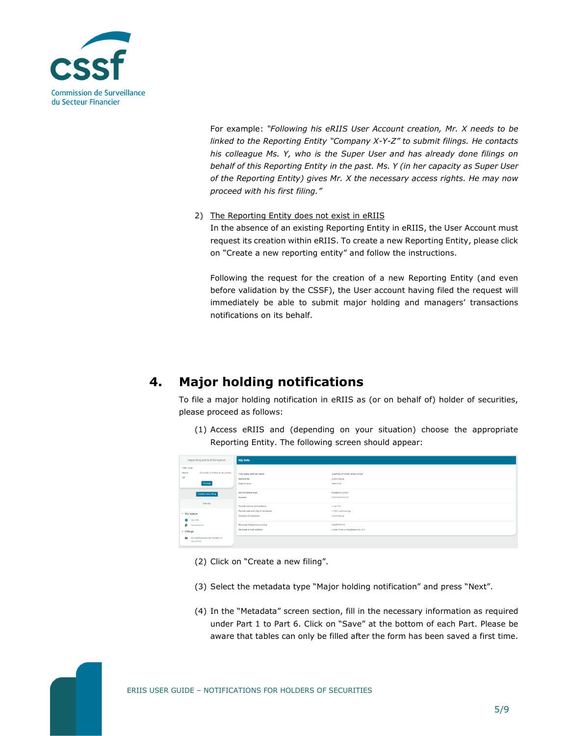For example: *"Following his eRIIS User Account creation, Mr. X needs to be linked to the Reporting Entity "Company X-Y-Z" to submit filings. He contacts his colleague Ms. Y, who is the Super User and has already done filings on behalf of this Reporting Entity in the past. Ms. Y (in her capacity as Super User of the Reporting Entity) gives Mr. X the necessary access rights. He may now proceed with his first filing."*

2) The Reporting Entity does not exist in eRIIS
   In the absence of an existing Reporting Entity in eRIIS, the User Account must request its creation within eRIIS. To create a new Reporting Entity, please click on "Create a new reporting entity" and follow the instructions.

   Following the request for the creation of a new Reporting Entity (and even before validation by the CSSF), the User account having filed the request will immediately be able to submit major holding and managers' transactions notifications on its behalf.

# 4. Major holding notifications

To file a major holding notification in eRIIS as (or on behalf of) holder of securities, please proceed as follows:

(1) Access eRIIS and (depending on your situation) choose the appropriate Reporting Entity. The following screen should appear:

(2) Click on "Create a new filing".

(3) Select the metadata type "Major holding notification" and press "Next".

(4) In the "Metadata" screen section, fill in the necessary information as required under Part 1 to Part 6. Click on "Save" at the bottom of each Part. Please be aware that tables can only be filled after the form has been saved a first time.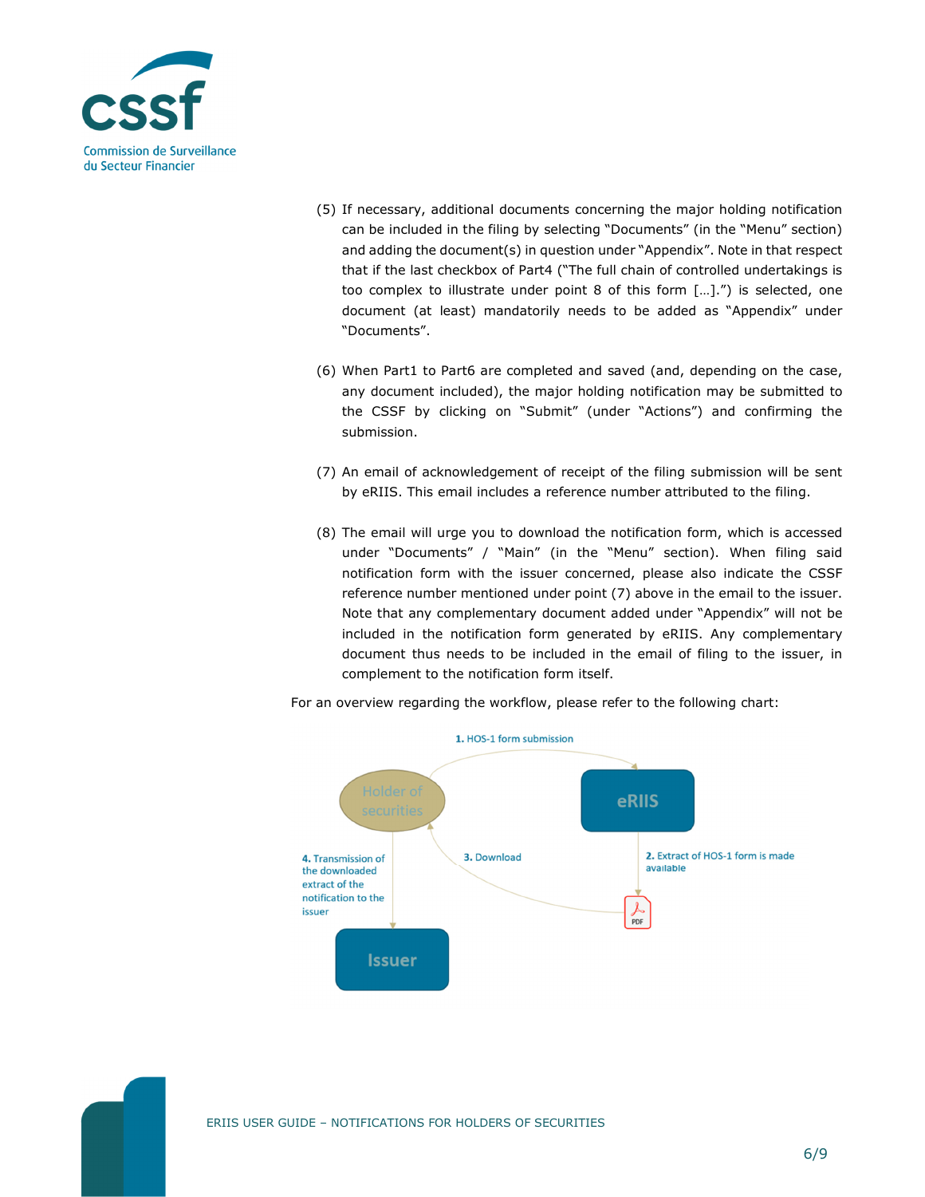(5) If necessary, additional documents concerning the major holding notification can be included in the filing by selecting "Documents" (in the "Menu" section) and adding the document(s) in question under "Appendix". Note in that respect that if the last checkbox of Part4 ("The full chain of controlled undertakings is too complex to illustrate under point 8 of this form […].") is selected, one document (at least) mandatorily needs to be added as "Appendix" under "Documents".

(6) When Part1 to Part6 are completed and saved (and, depending on the case, any document included), the major holding notification may be submitted to the CSSF by clicking on "Submit" (under "Actions") and confirming the submission.

(7) An email of acknowledgement of receipt of the filing submission will be sent by eRIIS. This email includes a reference number attributed to the filing.

(8) The email will urge you to download the notification form, which is accessed under "Documents" / "Main" (in the "Menu" section). When filing said notification form with the issuer concerned, please also indicate the CSSF reference number mentioned under point (7) above in the email to the issuer. Note that any complementary document added under "Appendix" will not be included in the notification form generated by eRIIS. Any complementary document thus needs to be included in the email of filing to the issuer, in complement to the notification form itself.

For an overview regarding the workflow, please refer to the following chart:

**1.** HOS-1 form submission

Holder of securities

eRIIS

**2.** Extract of HOS-1 form is made available

**3.** Download

**4.** Transmission of the downloaded extract of the notification to the issuer

Issuer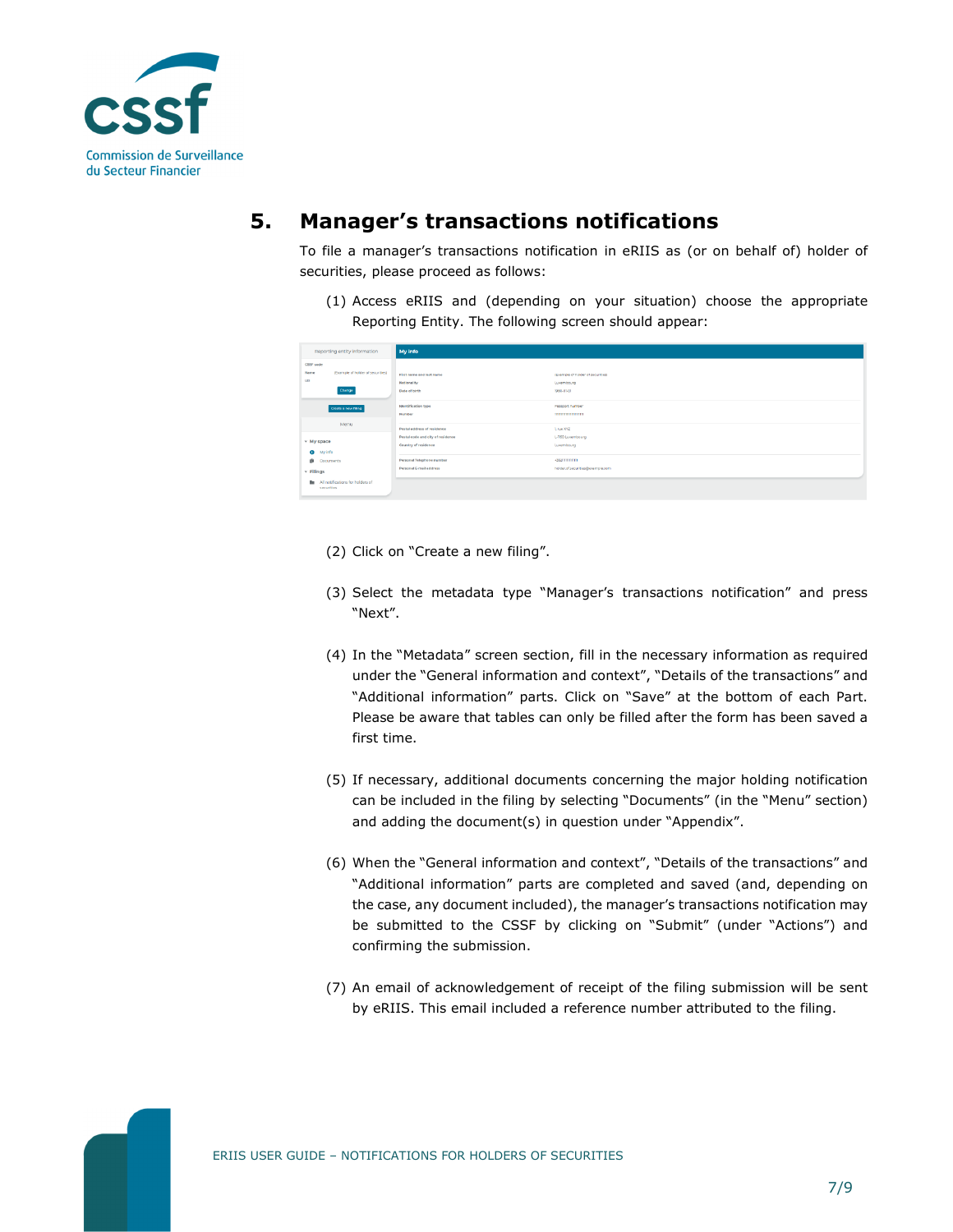## 5. Manager's transactions notifications

To file a manager's transactions notification in eRIIS as (or on behalf of) holder of securities, please proceed as follows:

(1) Access eRIIS and (depending on your situation) choose the appropriate Reporting Entity. The following screen should appear:

(2) Click on "Create a new filing".

(3) Select the metadata type "Manager's transactions notification" and press "Next".

(4) In the "Metadata" screen section, fill in the necessary information as required under the "General information and context", "Details of the transactions" and "Additional information" parts. Click on "Save" at the bottom of each Part. Please be aware that tables can only be filled after the form has been saved a first time.

(5) If necessary, additional documents concerning the major holding notification can be included in the filing by selecting "Documents" (in the "Menu" section) and adding the document(s) in question under "Appendix".

(6) When the "General information and context", "Details of the transactions" and "Additional information" parts are completed and saved (and, depending on the case, any document included), the manager's transactions notification may be submitted to the CSSF by clicking on "Submit" (under "Actions") and confirming the submission.

(7) An email of acknowledgement of receipt of the filing submission will be sent by eRIIS. This email included a reference number attributed to the filing.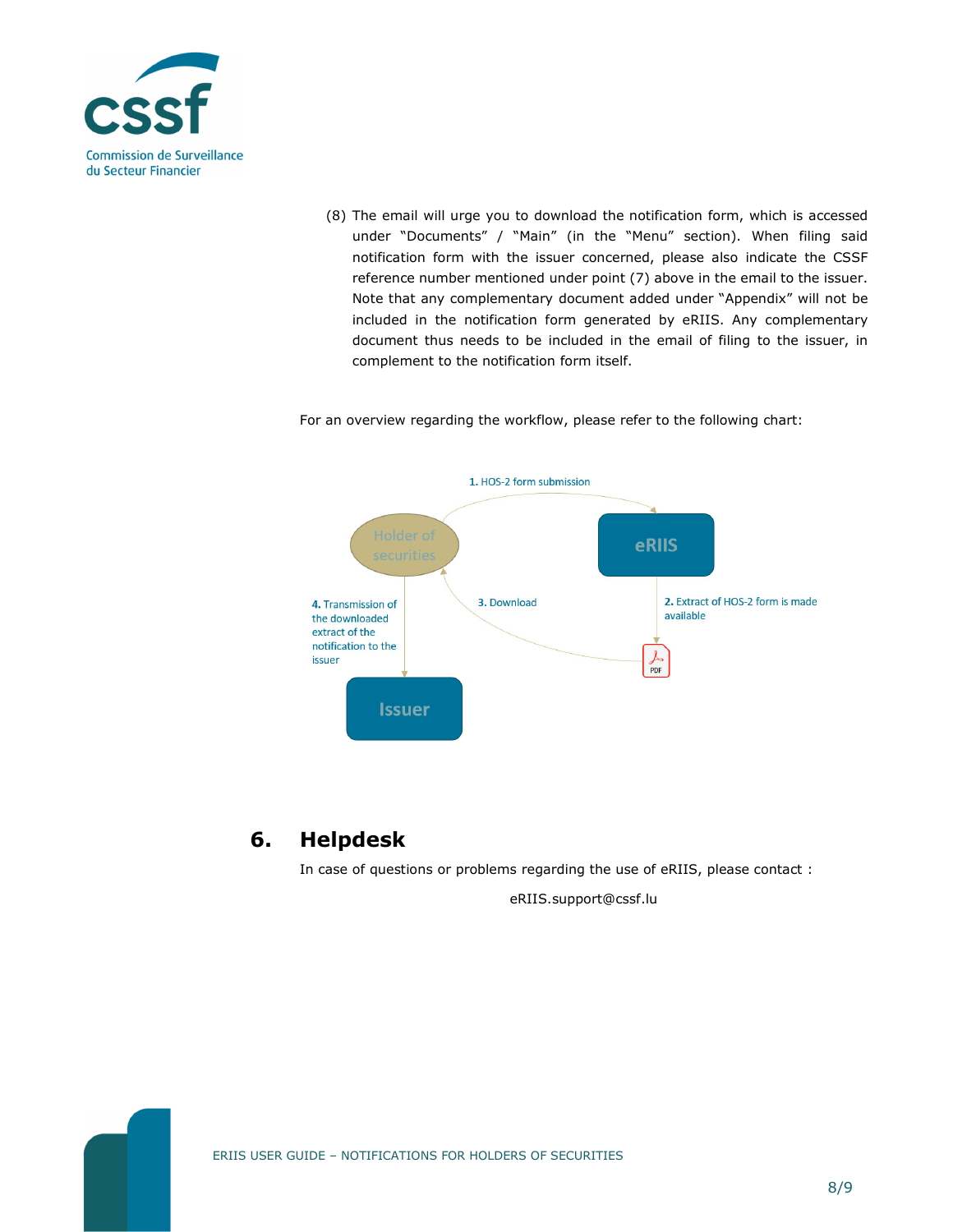(8) The email will urge you to download the notification form, which is accessed under "Documents" / "Main" (in the "Menu" section). When filing said notification form with the issuer concerned, please also indicate the CSSF reference number mentioned under point (7) above in the email to the issuer. Note that any complementary document added under "Appendix" will not be included in the notification form generated by eRIIS. Any complementary document thus needs to be included in the email of filing to the issuer, in complement to the notification form itself.

For an overview regarding the workflow, please refer to the following chart:

Holder of securities

eRIIS

Issuer

**1.** HOS-2 form submission

**2.** Extract of HOS-2 form is made available

**3.** Download

**4.** Transmission of the downloaded extract of the notification to the issuer

## 6. Helpdesk

In case of questions or problems regarding the use of eRIIS, please contact :

eRIIS.support@cssf.lu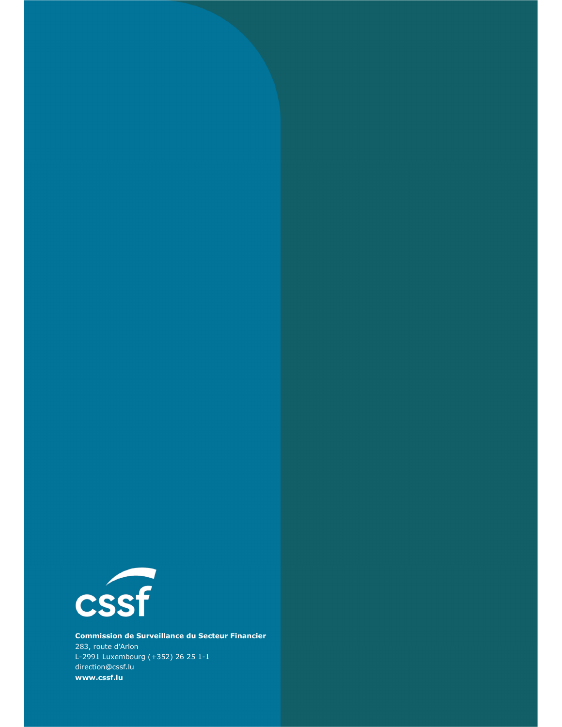**Commission de Surveillance du Secteur Financier**
283, route d'Arlon
L-2991 Luxembourg (+352) 26 25 1-1
direction@cssf.lu
**www.cssf.lu**